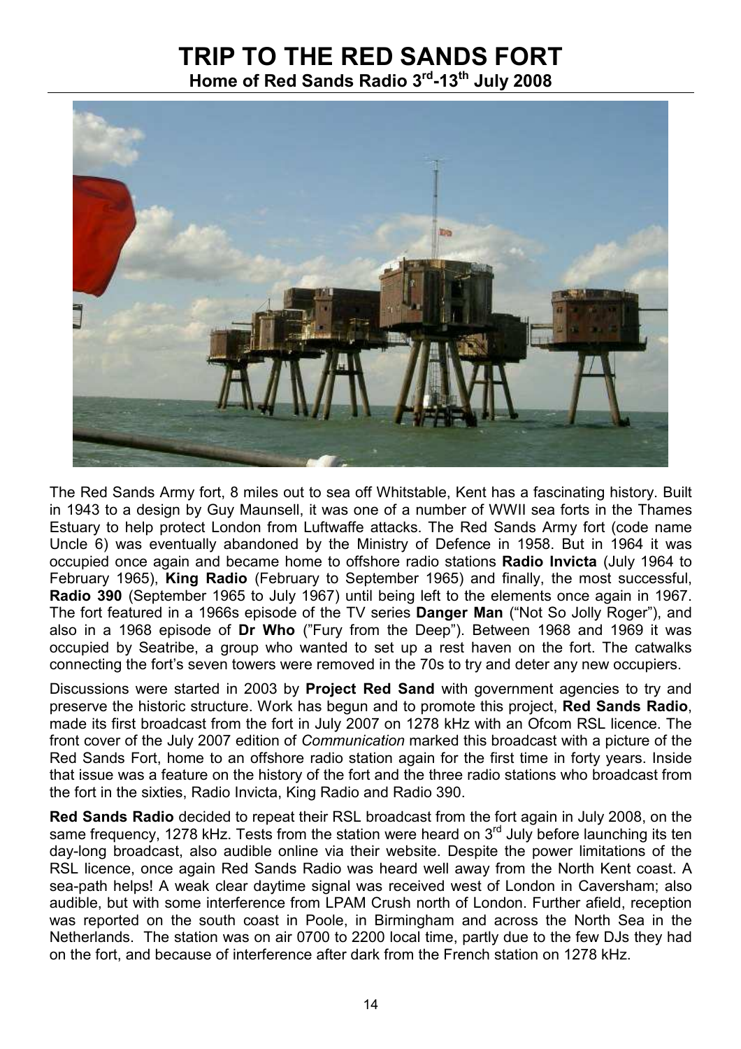# TRIP TO THE RED SANDS FORT

## Home of Red Sands Radio 3rd-13th July 2008

The Red Sands Army fort, 8 miles out to sea off Whitstable, Kent has a fascinating history. Built in 1943 to a design by Guy Maunsell, it was one of a number of WWII sea forts in the Thames Estuary to help protect London from Luftwaffe attacks. The Red Sands Army fort (code name Uncle 6) was eventually abandoned by the Ministry of Defence in 1958. But in 1964 it was occupied once again and became home to offshore radio stations **Radio Invicta** (July 1964 to February 1965), **King Radio** (February to September 1965) and finally, the most successful, **Radio 390** (September 1965 to July 1967) until being left to the elements once again in 1967. The fort featured in a 1966s episode of the TV series **Danger Man** ("Not So Jolly Roger"), and also in a 1968 episode of **Dr Who** ("Fury from the Deep"). Between 1968 and 1969 it was occupied by Seatribe, a group who wanted to set up a rest haven on the fort. The catwalks connecting the fort's seven towers were removed in the 70s to try and deter any new occupiers.

Discussions were started in 2003 by **Project Red Sand** with government agencies to try and preserve the historic structure. Work has begun and to promote this project, **Red Sands Radio**, made its first broadcast from the fort in July 2007 on 1278 kHz with an Ofcom RSL licence. The front cover of the July 2007 edition of *Communication* marked this broadcast with a picture of the Red Sands Fort, home to an offshore radio station again for the first time in forty years. Inside that issue was a feature on the history of the fort and the three radio stations who broadcast from the fort in the sixties, Radio Invicta, King Radio and Radio 390.

**Red Sands Radio** decided to repeat their RSL broadcast from the fort again in July 2008, on the same frequency, 1278 kHz. Tests from the station were heard on 3rd July before launching its ten day-long broadcast, also audible online via their website. Despite the power limitations of the RSL licence, once again Red Sands Radio was heard well away from the North Kent coast. A sea-path helps! A weak clear daytime signal was received west of London in Caversham; also audible, but with some interference from LPAM Crush north of London. Further afield, reception was reported on the south coast in Poole, in Birmingham and across the North Sea in the Netherlands. The station was on air 0700 to 2200 local time, partly due to the few DJs they had on the fort, and because of interference after dark from the French station on 1278 kHz.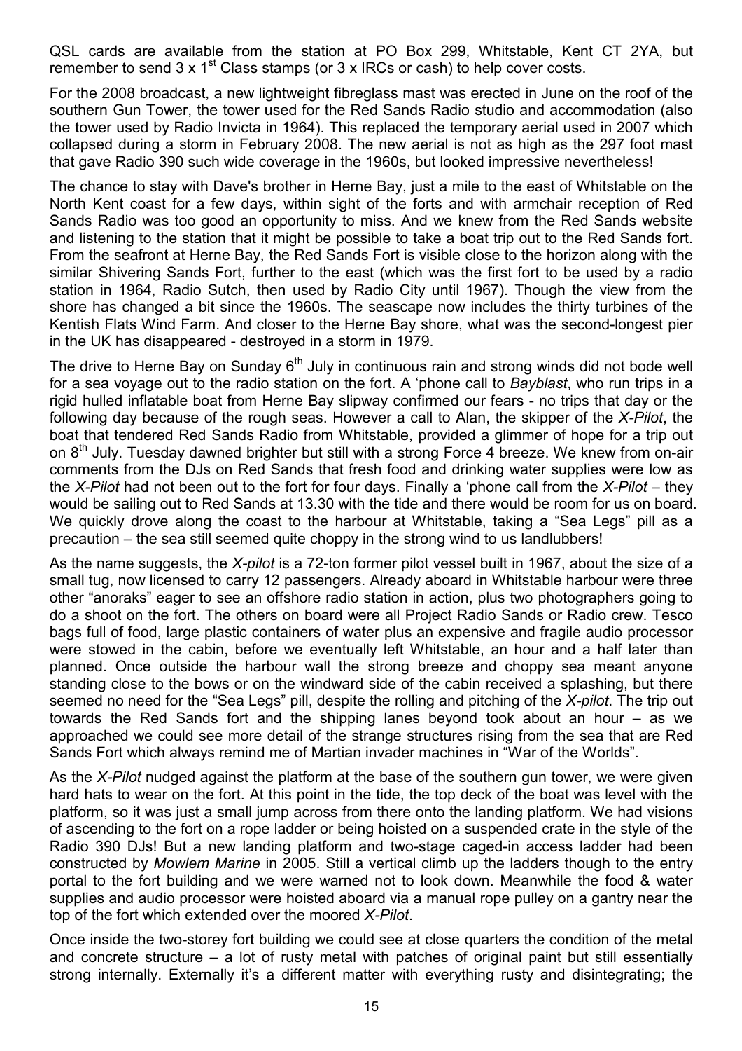QSL cards are available from the station at PO Box 299, Whitstable, Kent CT 2YA, but remember to send 3 x 1st Class stamps (or 3 x IRCs or cash) to help cover costs.

For the 2008 broadcast, a new lightweight fibreglass mast was erected in June on the roof of the southern Gun Tower, the tower used for the Red Sands Radio studio and accommodation (also the tower used by Radio Invicta in 1964). This replaced the temporary aerial used in 2007 which collapsed during a storm in February 2008. The new aerial is not as high as the 297 foot mast that gave Radio 390 such wide coverage in the 1960s, but looked impressive nevertheless!

The chance to stay with Dave's brother in Herne Bay, just a mile to the east of Whitstable on the North Kent coast for a few days, within sight of the forts and with armchair reception of Red Sands Radio was too good an opportunity to miss. And we knew from the Red Sands website and listening to the station that it might be possible to take a boat trip out to the Red Sands fort. From the seafront at Herne Bay, the Red Sands Fort is visible close to the horizon along with the similar Shivering Sands Fort, further to the east (which was the first fort to be used by a radio station in 1964, Radio Sutch, then used by Radio City until 1967). Though the view from the shore has changed a bit since the 1960s. The seascape now includes the thirty turbines of the Kentish Flats Wind Farm. And closer to the Herne Bay shore, what was the second-longest pier in the UK has disappeared - destroyed in a storm in 1979.

The drive to Herne Bay on Sunday 6th July in continuous rain and strong winds did not bode well for a sea voyage out to the radio station on the fort. A 'phone call to *Bayblast*, who run trips in a rigid hulled inflatable boat from Herne Bay slipway confirmed our fears - no trips that day or the following day because of the rough seas. However a call to Alan, the skipper of the *X-Pilot*, the boat that tendered Red Sands Radio from Whitstable, provided a glimmer of hope for a trip out on 8th July. Tuesday dawned brighter but still with a strong Force 4 breeze. We knew from on-air comments from the DJs on Red Sands that fresh food and drinking water supplies were low as the *X-Pilot* had not been out to the fort for four days. Finally a 'phone call from the *X-Pilot* – they would be sailing out to Red Sands at 13.30 with the tide and there would be room for us on board. We quickly drove along the coast to the harbour at Whitstable, taking a "Sea Legs" pill as a precaution – the sea still seemed quite choppy in the strong wind to us landlubbers!

As the name suggests, the *X-pilot* is a 72-ton former pilot vessel built in 1967, about the size of a small tug, now licensed to carry 12 passengers. Already aboard in Whitstable harbour were three other "anoraks" eager to see an offshore radio station in action, plus two photographers going to do a shoot on the fort. The others on board were all Project Radio Sands or Radio crew. Tesco bags full of food, large plastic containers of water plus an expensive and fragile audio processor were stowed in the cabin, before we eventually left Whitstable, an hour and a half later than planned. Once outside the harbour wall the strong breeze and choppy sea meant anyone standing close to the bows or on the windward side of the cabin received a splashing, but there seemed no need for the "Sea Legs" pill, despite the rolling and pitching of the *X-pilot*. The trip out towards the Red Sands fort and the shipping lanes beyond took about an hour – as we approached we could see more detail of the strange structures rising from the sea that are Red Sands Fort which always remind me of Martian invader machines in "War of the Worlds".

As the *X-Pilot* nudged against the platform at the base of the southern gun tower, we were given hard hats to wear on the fort. At this point in the tide, the top deck of the boat was level with the platform, so it was just a small jump across from there onto the landing platform. We had visions of ascending to the fort on a rope ladder or being hoisted on a suspended crate in the style of the Radio 390 DJs! But a new landing platform and two-stage caged-in access ladder had been constructed by *Mowlem Marine* in 2005. Still a vertical climb up the ladders though to the entry portal to the fort building and we were warned not to look down. Meanwhile the food & water supplies and audio processor were hoisted aboard via a manual rope pulley on a gantry near the top of the fort which extended over the moored *X-Pilot*.

Once inside the two-storey fort building we could see at close quarters the condition of the metal and concrete structure – a lot of rusty metal with patches of original paint but still essentially strong internally. Externally it's a different matter with everything rusty and disintegrating; the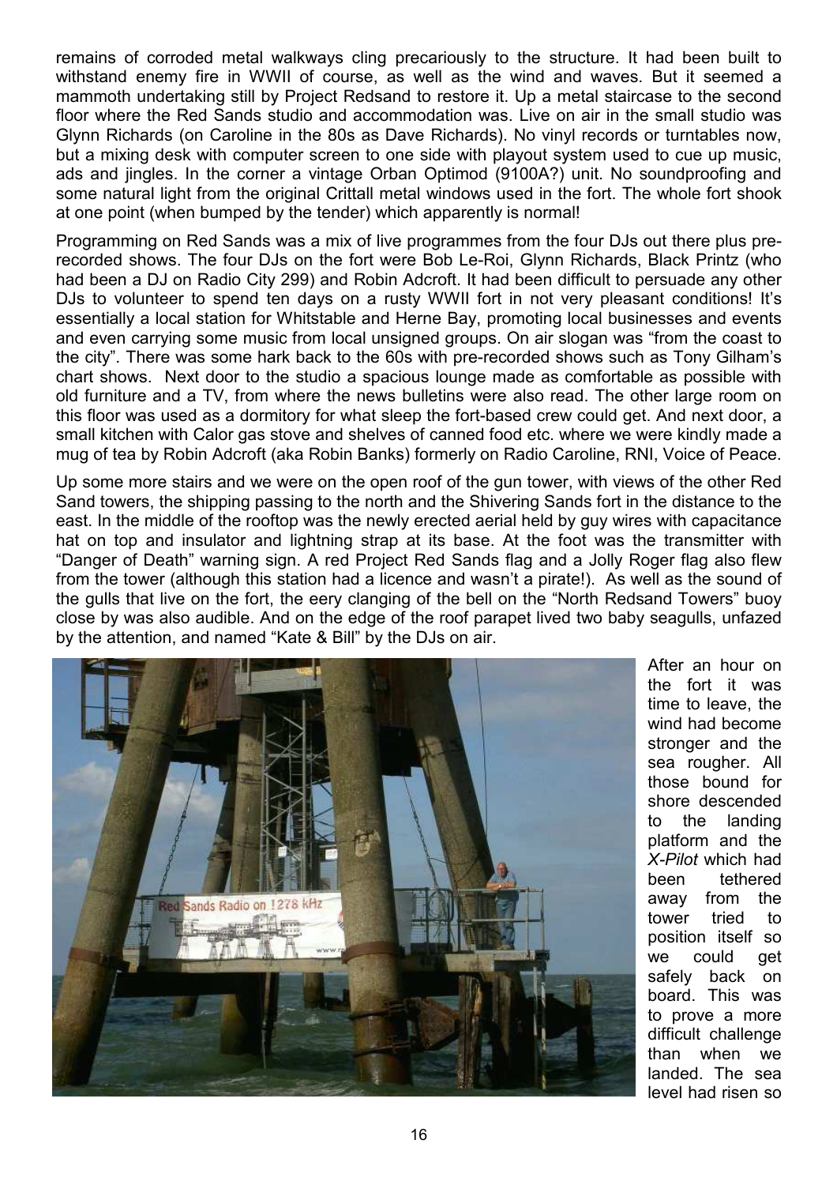remains of corroded metal walkways cling precariously to the structure. It had been built to withstand enemy fire in WWII of course, as well as the wind and waves. But it seemed a mammoth undertaking still by Project Redsand to restore it. Up a metal staircase to the second floor where the Red Sands studio and accommodation was. Live on air in the small studio was Glynn Richards (on Caroline in the 80s as Dave Richards). No vinyl records or turntables now, but a mixing desk with computer screen to one side with playout system used to cue up music, ads and jingles. In the corner a vintage Orban Optimod (9100A?) unit. No soundproofing and some natural light from the original Crittall metal windows used in the fort. The whole fort shook at one point (when bumped by the tender) which apparently is normal!

Programming on Red Sands was a mix of live programmes from the four DJs out there plus pre-recorded shows. The four DJs on the fort were Bob Le-Roi, Glynn Richards, Black Printz (who had been a DJ on Radio City 299) and Robin Adcroft. It had been difficult to persuade any other DJs to volunteer to spend ten days on a rusty WWII fort in not very pleasant conditions! It's essentially a local station for Whitstable and Herne Bay, promoting local businesses and events and even carrying some music from local unsigned groups. On air slogan was "from the coast to the city". There was some hark back to the 60s with pre-recorded shows such as Tony Gilham's chart shows. Next door to the studio a spacious lounge made as comfortable as possible with old furniture and a TV, from where the news bulletins were also read. The other large room on this floor was used as a dormitory for what sleep the fort-based crew could get. And next door, a small kitchen with Calor gas stove and shelves of canned food etc. where we were kindly made a mug of tea by Robin Adcroft (aka Robin Banks) formerly on Radio Caroline, RNI, Voice of Peace.

Up some more stairs and we were on the open roof of the gun tower, with views of the other Red Sand towers, the shipping passing to the north and the Shivering Sands fort in the distance to the east. In the middle of the rooftop was the newly erected aerial held by guy wires with capacitance hat on top and insulator and lightning strap at its base. At the foot was the transmitter with "Danger of Death" warning sign. A red Project Red Sands flag and a Jolly Roger flag also flew from the tower (although this station had a licence and wasn't a pirate!). As well as the sound of the gulls that live on the fort, the eery clanging of the bell on the "North Redsand Towers" buoy close by was also audible. And on the edge of the roof parapet lived two baby seagulls, unfazed by the attention, and named "Kate & Bill" by the DJs on air.

After an hour on the fort it was time to leave, the wind had become stronger and the sea rougher. All those bound for shore descended to the landing platform and the *X-Pilot* which had been tethered away from the tower tried to position itself so we could get safely back on board. This was to prove a more difficult challenge than when we landed. The sea level had risen so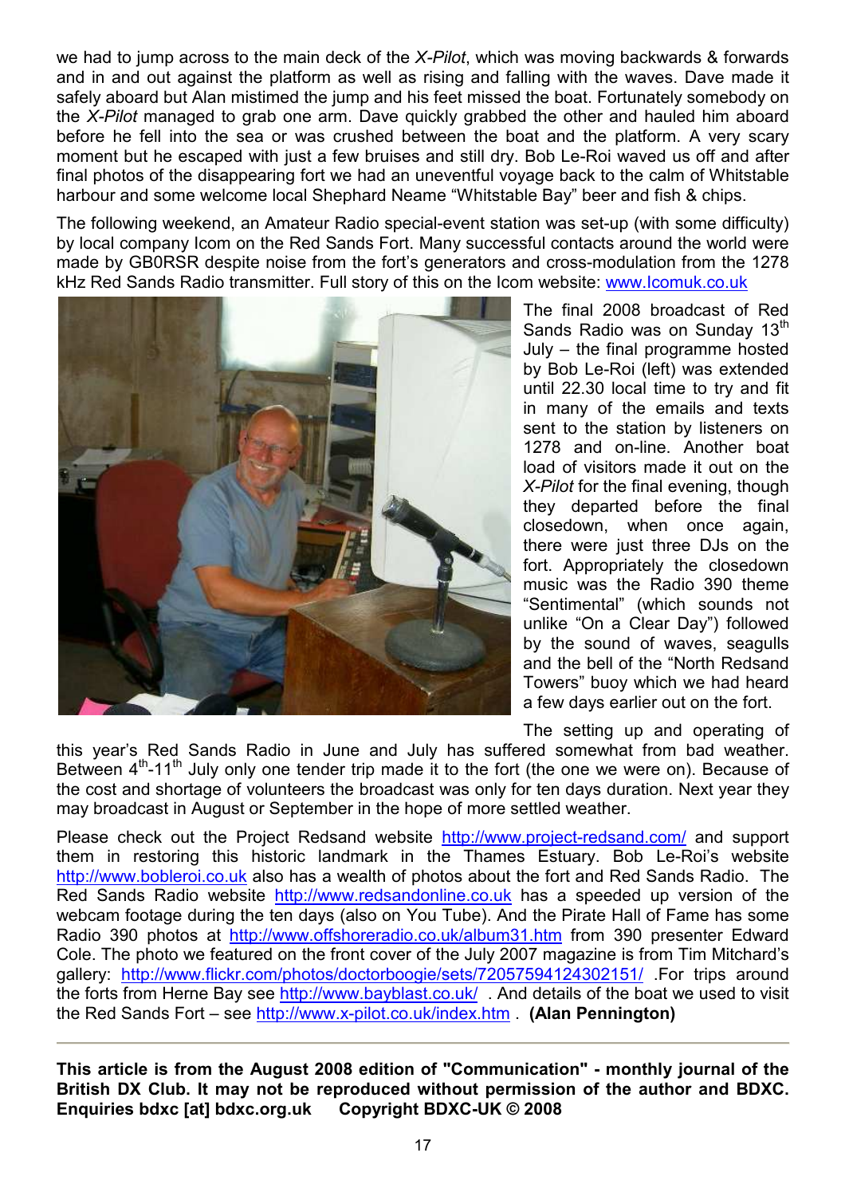we had to jump across to the main deck of the *X-Pilot*, which was moving backwards & forwards and in and out against the platform as well as rising and falling with the waves. Dave made it safely aboard but Alan mistimed the jump and his feet missed the boat. Fortunately somebody on the *X-Pilot* managed to grab one arm. Dave quickly grabbed the other and hauled him aboard before he fell into the sea or was crushed between the boat and the platform. A very scary moment but he escaped with just a few bruises and still dry. Bob Le-Roi waved us off and after final photos of the disappearing fort we had an uneventful voyage back to the calm of Whitstable harbour and some welcome local Shephard Neame "Whitstable Bay" beer and fish & chips.

The following weekend, an Amateur Radio special-event station was set-up (with some difficulty) by local company Icom on the Red Sands Fort. Many successful contacts around the world were made by GB0RSR despite noise from the fort's generators and cross-modulation from the 1278 kHz Red Sands Radio transmitter. Full story of this on the Icom website: www.Icomuk.co.uk

The final 2008 broadcast of Red Sands Radio was on Sunday 13th July – the final programme hosted by Bob Le-Roi (left) was extended until 22.30 local time to try and fit in many of the emails and texts sent to the station by listeners on 1278 and on-line. Another boat load of visitors made it out on the *X-Pilot* for the final evening, though they departed before the final closedown, when once again, there were just three DJs on the fort. Appropriately the closedown music was the Radio 390 theme "Sentimental" (which sounds not unlike "On a Clear Day") followed by the sound of waves, seagulls and the bell of the "North Redsand Towers" buoy which we had heard a few days earlier out on the fort.

The setting up and operating of this year's Red Sands Radio in June and July has suffered somewhat from bad weather. Between 4th-11th July only one tender trip made it to the fort (the one we were on). Because of the cost and shortage of volunteers the broadcast was only for ten days duration. Next year they may broadcast in August or September in the hope of more settled weather.

Please check out the Project Redsand website http://www.project-redsand.com/ and support them in restoring this historic landmark in the Thames Estuary. Bob Le-Roi's website http://www.bobleroi.co.uk also has a wealth of photos about the fort and Red Sands Radio. The Red Sands Radio website http://www.redsandonline.co.uk has a speeded up version of the webcam footage during the ten days (also on You Tube). And the Pirate Hall of Fame has some Radio 390 photos at http://www.offshoreradio.co.uk/album31.htm from 390 presenter Edward Cole. The photo we featured on the front cover of the July 2007 magazine is from Tim Mitchard's gallery: http://www.flickr.com/photos/doctorboogie/sets/72057594124302151/ .For trips around the forts from Herne Bay see http://www.bayblast.co.uk/ . And details of the boat we used to visit the Red Sands Fort – see http://www.x-pilot.co.uk/index.htm . **(Alan Pennington)**

---

**This article is from the August 2008 edition of "Communication" - monthly journal of the British DX Club. It may not be reproduced without permission of the author and BDXC. Enquiries bdxc [at] bdxc.org.uk Copyright BDXC-UK © 2008**